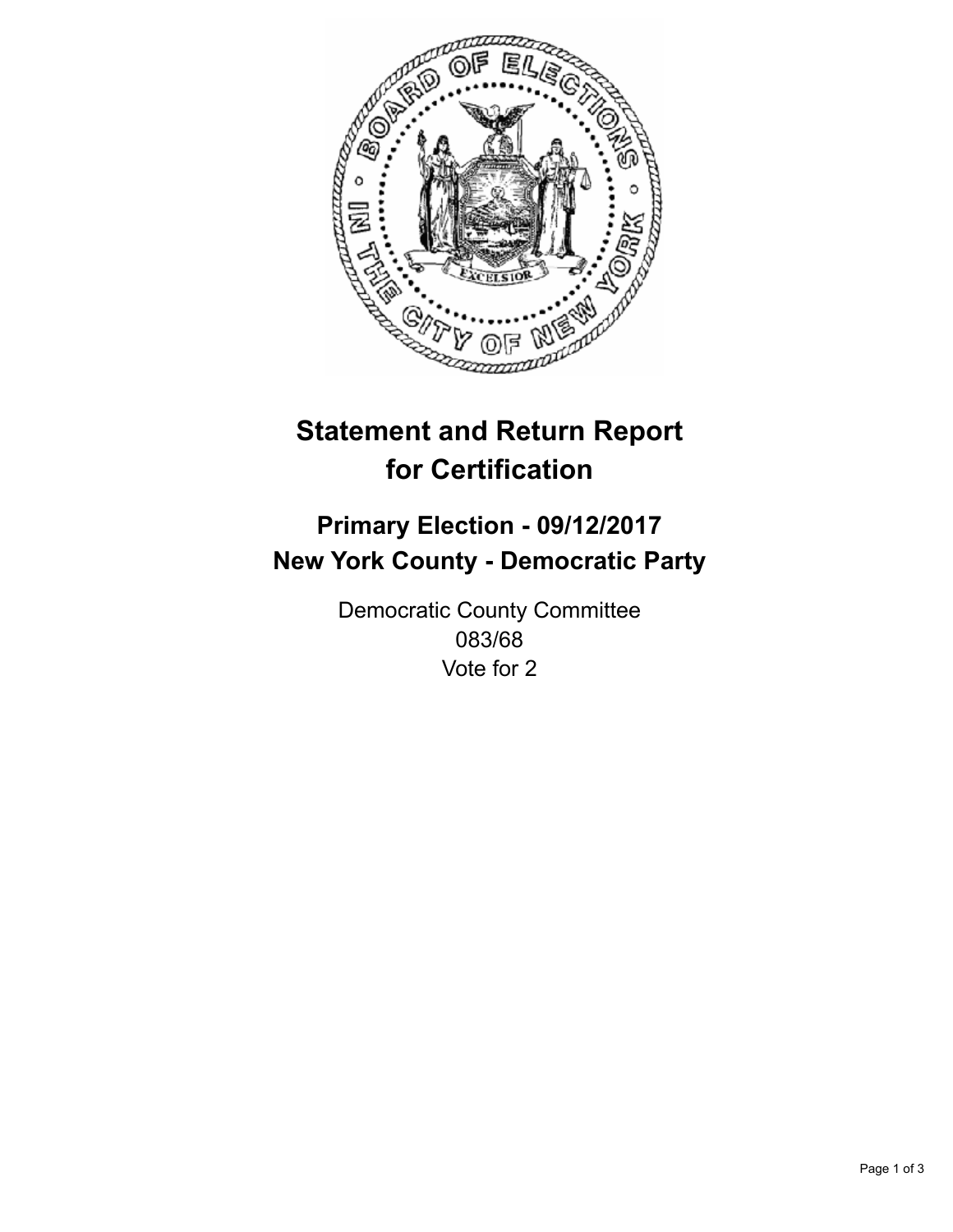# Statement and Return Report for Certification

## Primary Election - 09/12/2017
## New York County - Democratic Party

Democratic County Committee
083/68
Vote for 2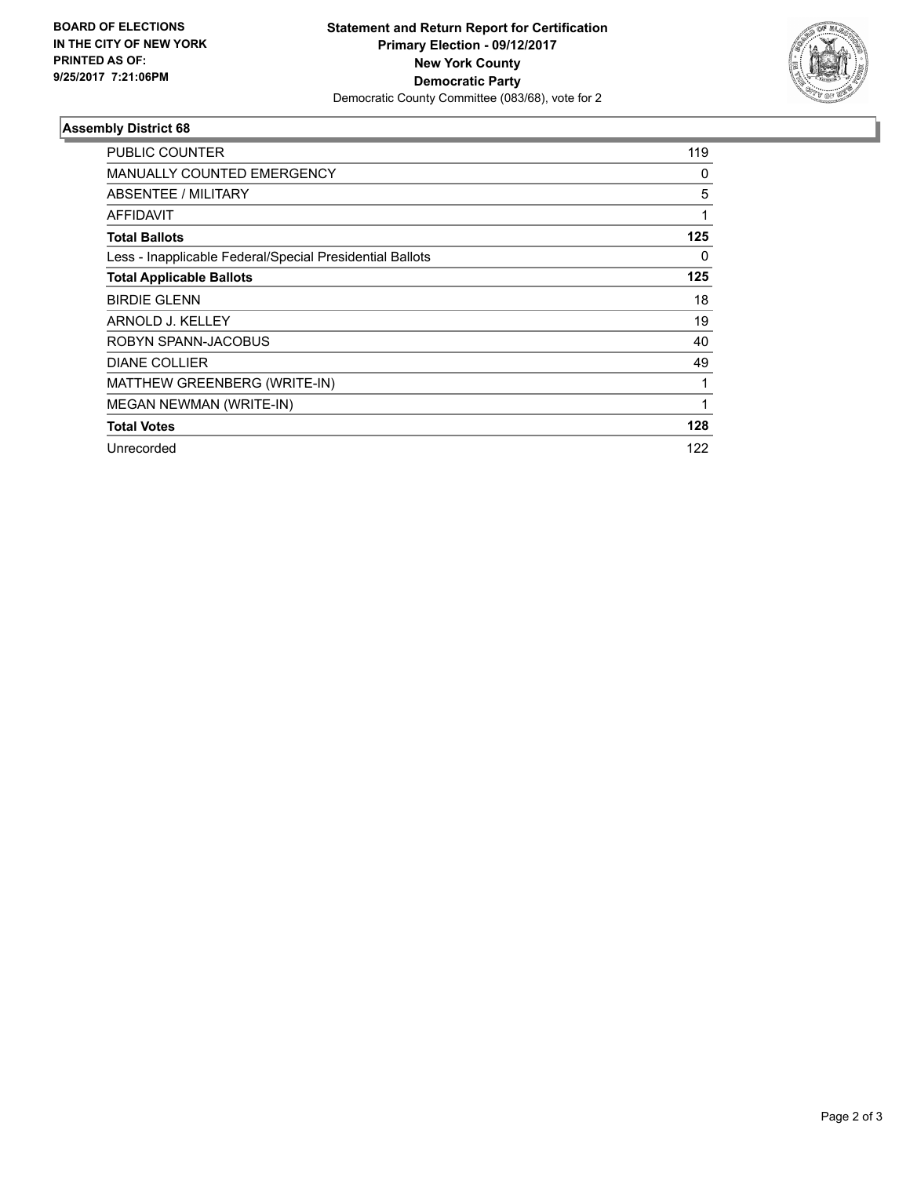**BOARD OF ELECTIONS**
**IN THE CITY OF NEW YORK**
**PRINTED AS OF:**
**9/25/2017 7:21:06PM**

**Statement and Return Report for Certification**
**Primary Election - 09/12/2017**
**New York County**
**Democratic Party**
Democratic County Committee (083/68), vote for 2

### Assembly District 68

| | |
|---|---|
| PUBLIC COUNTER | 119 |
| MANUALLY COUNTED EMERGENCY | 0 |
| ABSENTEE / MILITARY | 5 |
| AFFIDAVIT | 1 |
| **Total Ballots** | **125** |
| Less - Inapplicable Federal/Special Presidential Ballots | 0 |
| **Total Applicable Ballots** | **125** |
| BIRDIE GLENN | 18 |
| ARNOLD J. KELLEY | 19 |
| ROBYN SPANN-JACOBUS | 40 |
| DIANE COLLIER | 49 |
| MATTHEW GREENBERG (WRITE-IN) | 1 |
| MEGAN NEWMAN (WRITE-IN) | 1 |
| **Total Votes** | **128** |
| Unrecorded | 122 |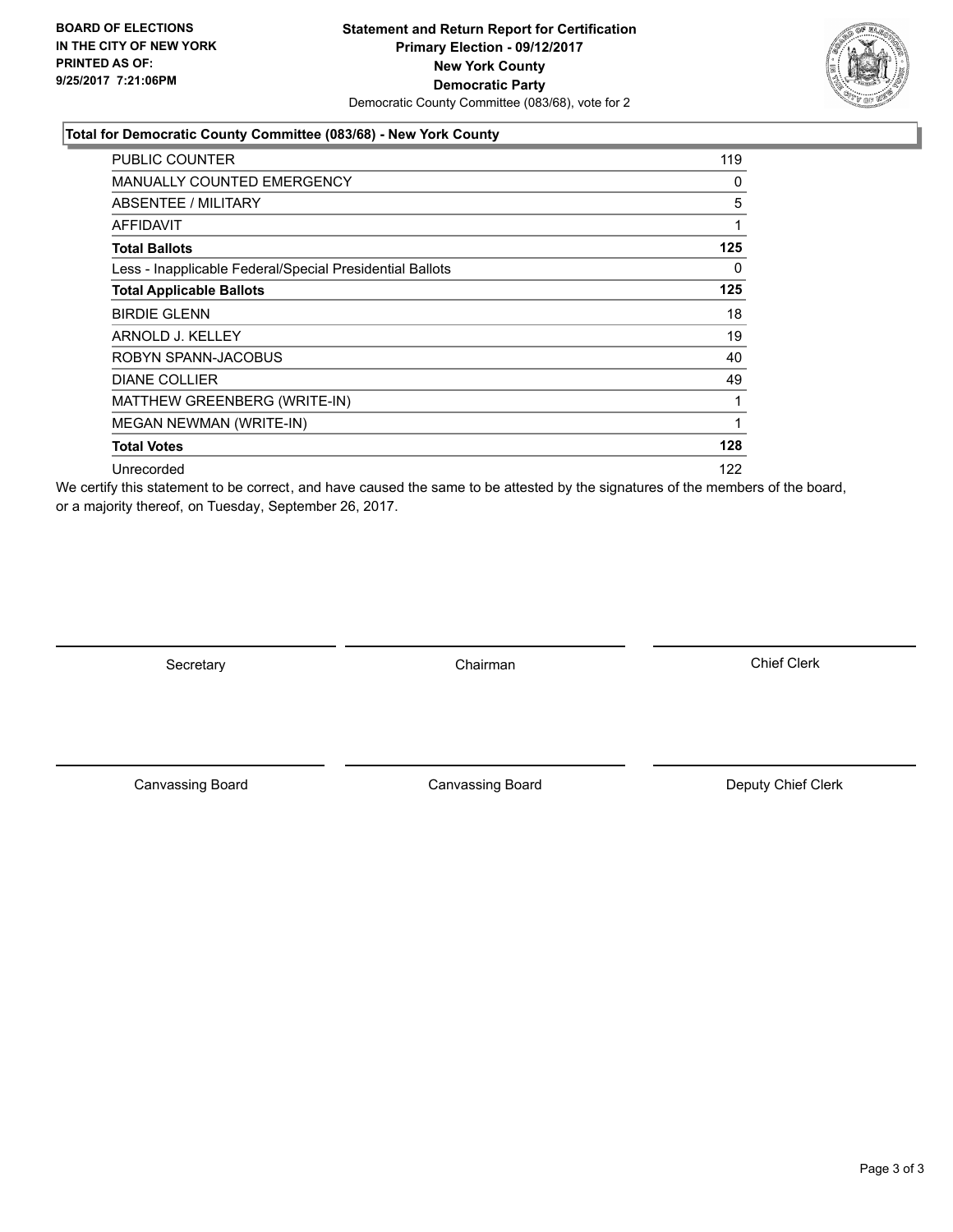**BOARD OF ELECTIONS IN THE CITY OF NEW YORK PRINTED AS OF: 9/25/2017 7:21:06PM**

**Statement and Return Report for Certification**
**Primary Election - 09/12/2017**
**New York County**
**Democratic Party**
Democratic County Committee (083/68), vote for 2

### Total for Democratic County Committee (083/68) - New York County

| | |
|---|---|
| PUBLIC COUNTER | 119 |
| MANUALLY COUNTED EMERGENCY | 0 |
| ABSENTEE / MILITARY | 5 |
| AFFIDAVIT | 1 |
| **Total Ballots** | **125** |
| Less - Inapplicable Federal/Special Presidential Ballots | 0 |
| **Total Applicable Ballots** | **125** |
| BIRDIE GLENN | 18 |
| ARNOLD J. KELLEY | 19 |
| ROBYN SPANN-JACOBUS | 40 |
| DIANE COLLIER | 49 |
| MATTHEW GREENBERG (WRITE-IN) | 1 |
| MEGAN NEWMAN (WRITE-IN) | 1 |
| **Total Votes** | **128** |
| Unrecorded | 122 |

We certify this statement to be correct, and have caused the same to be attested by the signatures of the members of the board, or a majority thereof, on Tuesday, September 26, 2017.

Secretary

Chairman

Chief Clerk

Canvassing Board

Canvassing Board

Deputy Chief Clerk